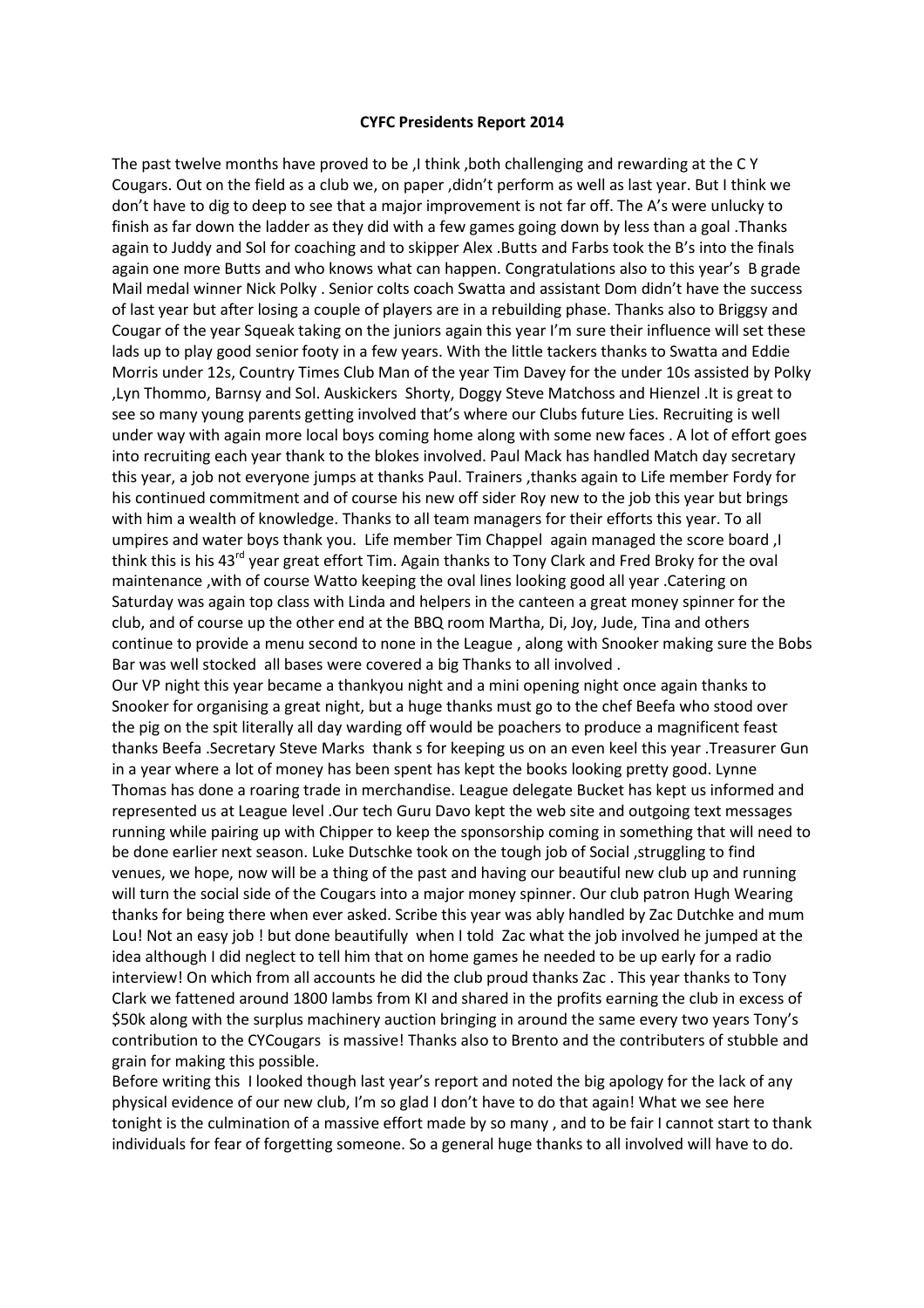**CYFC Presidents Report 2014**

The past twelve months have proved to be ,I think ,both challenging and rewarding at the C Y Cougars. Out on the field as a club we, on paper ,didn't perform as well as last year. But I think we don't have to dig to deep to see that a major improvement is not far off. The A's were unlucky to finish as far down the ladder as they did with a few games going down by less than a goal .Thanks again to Juddy and Sol for coaching and to skipper Alex .Butts and Farbs took the B's into the finals again one more Butts and who knows what can happen. Congratulations also to this year's B grade Mail medal winner Nick Polky . Senior colts coach Swatta and assistant Dom didn't have the success of last year but after losing a couple of players are in a rebuilding phase. Thanks also to Briggsy and Cougar of the year Squeak taking on the juniors again this year I'm sure their influence will set these lads up to play good senior footy in a few years. With the little tackers thanks to Swatta and Eddie Morris under 12s, Country Times Club Man of the year Tim Davey for the under 10s assisted by Polky ,Lyn Thommo, Barnsy and Sol. Auskickers Shorty, Doggy Steve Matchoss and Hienzel .It is great to see so many young parents getting involved that's where our Clubs future Lies. Recruiting is well under way with again more local boys coming home along with some new faces . A lot of effort goes into recruiting each year thank to the blokes involved. Paul Mack has handled Match day secretary this year, a job not everyone jumps at thanks Paul. Trainers ,thanks again to Life member Fordy for his continued commitment and of course his new off sider Roy new to the job this year but brings with him a wealth of knowledge. Thanks to all team managers for their efforts this year. To all umpires and water boys thank you. Life member Tim Chappel again managed the score board ,I think this is his 43rd year great effort Tim. Again thanks to Tony Clark and Fred Broky for the oval maintenance ,with of course Watto keeping the oval lines looking good all year .Catering on Saturday was again top class with Linda and helpers in the canteen a great money spinner for the club, and of course up the other end at the BBQ room Martha, Di, Joy, Jude, Tina and others continue to provide a menu second to none in the League , along with Snooker making sure the Bobs Bar was well stocked all bases were covered a big Thanks to all involved .

Our VP night this year became a thankyou night and a mini opening night once again thanks to Snooker for organising a great night, but a huge thanks must go to the chef Beefa who stood over the pig on the spit literally all day warding off would be poachers to produce a magnificent feast thanks Beefa .Secretary Steve Marks thank s for keeping us on an even keel this year .Treasurer Gun in a year where a lot of money has been spent has kept the books looking pretty good. Lynne Thomas has done a roaring trade in merchandise. League delegate Bucket has kept us informed and represented us at League level .Our tech Guru Davo kept the web site and outgoing text messages running while pairing up with Chipper to keep the sponsorship coming in something that will need to be done earlier next season. Luke Dutschke took on the tough job of Social ,struggling to find venues, we hope, now will be a thing of the past and having our beautiful new club up and running will turn the social side of the Cougars into a major money spinner. Our club patron Hugh Wearing thanks for being there when ever asked. Scribe this year was ably handled by Zac Dutchke and mum Lou! Not an easy job ! but done beautifully when I told Zac what the job involved he jumped at the idea although I did neglect to tell him that on home games he needed to be up early for a radio interview! On which from all accounts he did the club proud thanks Zac . This year thanks to Tony Clark we fattened around 1800 lambs from KI and shared in the profits earning the club in excess of $50k along with the surplus machinery auction bringing in around the same every two years Tony's contribution to the CYCougars is massive! Thanks also to Brento and the contributers of stubble and grain for making this possible.

Before writing this I looked though last year's report and noted the big apology for the lack of any physical evidence of our new club, I'm so glad I don't have to do that again! What we see here tonight is the culmination of a massive effort made by so many , and to be fair I cannot start to thank individuals for fear of forgetting someone. So a general huge thanks to all involved will have to do.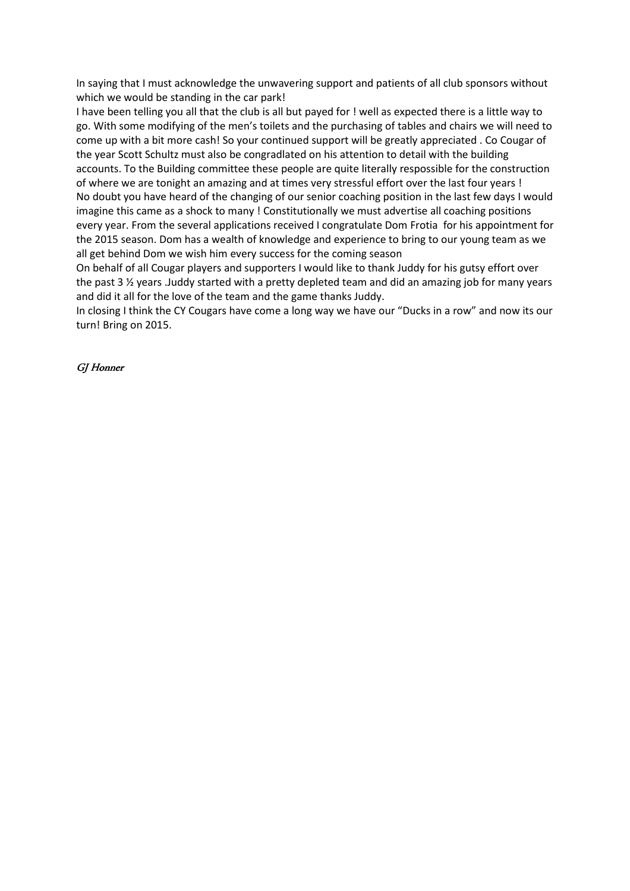In saying that I must acknowledge the unwavering support and patients of all club sponsors without which we would be standing in the car park!

I have been telling you all that the club is all but payed for ! well as expected there is a little way to go. With some modifying of the men's toilets and the purchasing of tables and chairs we will need to come up with a bit more cash! So your continued support will be greatly appreciated . Co Cougar of the year Scott Schultz must also be congradlated on his attention to detail with the building accounts. To the Building committee these people are quite literally respossible for the construction of where we are tonight an amazing and at times very stressful effort over the last four years !

No doubt you have heard of the changing of our senior coaching position in the last few days I would imagine this came as a shock to many ! Constitutionally we must advertise all coaching positions every year. From the several applications received I congratulate Dom Frotia for his appointment for the 2015 season. Dom has a wealth of knowledge and experience to bring to our young team as we all get behind Dom we wish him every success for the coming season

On behalf of all Cougar players and supporters I would like to thank Juddy for his gutsy effort over the past 3 ½ years .Juddy started with a pretty depleted team and did an amazing job for many years and did it all for the love of the team and the game thanks Juddy.

In closing I think the CY Cougars have come a long way we have our "Ducks in a row" and now its our turn! Bring on 2015.

*GJ Honner*